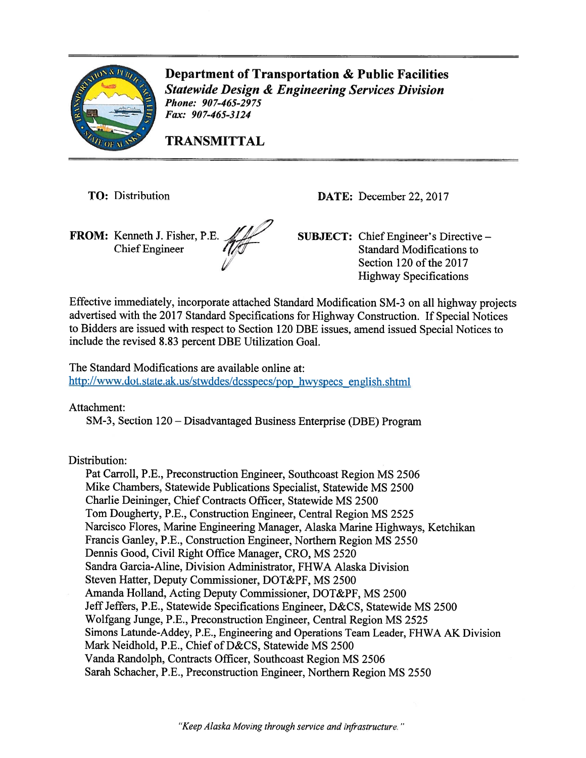# Department of Transportation & Public Facilities

***Statewide Design & Engineering Services Division***

***Phone: 907-465-2975***

***Fax: 907-465-3124***

## TRANSMITTAL

**TO:** Distribution

**DATE:** December 22, 2017

**FROM:** Kenneth J. Fisher, P.E.
Chief Engineer

**SUBJECT:** Chief Engineer's Directive – Standard Modifications to Section 120 of the 2017 Highway Specifications

Effective immediately, incorporate attached Standard Modification SM-3 on all highway projects advertised with the 2017 Standard Specifications for Highway Construction. If Special Notices to Bidders are issued with respect to Section 120 DBE issues, amend issued Special Notices to include the revised 8.83 percent DBE Utilization Goal.

The Standard Modifications are available online at:
http://www.dot.state.ak.us/stwddes/dcsspecs/pop_hwyspecs_english.shtml

Attachment:

SM-3, Section 120 – Disadvantaged Business Enterprise (DBE) Program

Distribution:

Pat Carroll, P.E., Preconstruction Engineer, Southcoast Region MS 2506
Mike Chambers, Statewide Publications Specialist, Statewide MS 2500
Charlie Deininger, Chief Contracts Officer, Statewide MS 2500
Tom Dougherty, P.E., Construction Engineer, Central Region MS 2525
Narcisco Flores, Marine Engineering Manager, Alaska Marine Highways, Ketchikan
Francis Ganley, P.E., Construction Engineer, Northern Region MS 2550
Dennis Good, Civil Right Office Manager, CRO, MS 2520
Sandra Garcia-Aline, Division Administrator, FHWA Alaska Division
Steven Hatter, Deputy Commissioner, DOT&PF, MS 2500
Amanda Holland, Acting Deputy Commissioner, DOT&PF, MS 2500
Jeff Jeffers, P.E., Statewide Specifications Engineer, D&CS, Statewide MS 2500
Wolfgang Junge, P.E., Preconstruction Engineer, Central Region MS 2525
Simons Latunde-Addey, P.E., Engineering and Operations Team Leader, FHWA AK Division
Mark Neidhold, P.E., Chief of D&CS, Statewide MS 2500
Vanda Randolph, Contracts Officer, Southcoast Region MS 2506
Sarah Schacher, P.E., Preconstruction Engineer, Northern Region MS 2550

*"Keep Alaska Moving through service and infrastructure."*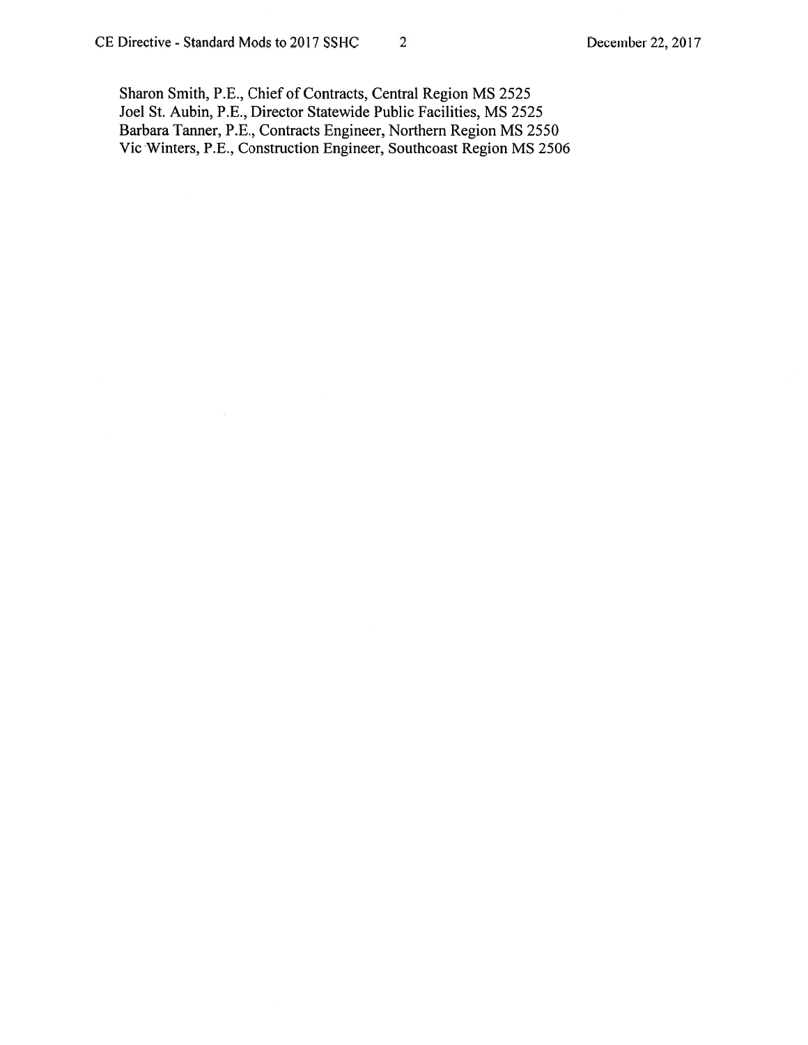Sharon Smith, P.E., Chief of Contracts, Central Region MS 2525
Joel St. Aubin, P.E., Director Statewide Public Facilities, MS 2525
Barbara Tanner, P.E., Contracts Engineer, Northern Region MS 2550
Vic Winters, P.E., Construction Engineer, Southcoast Region MS 2506